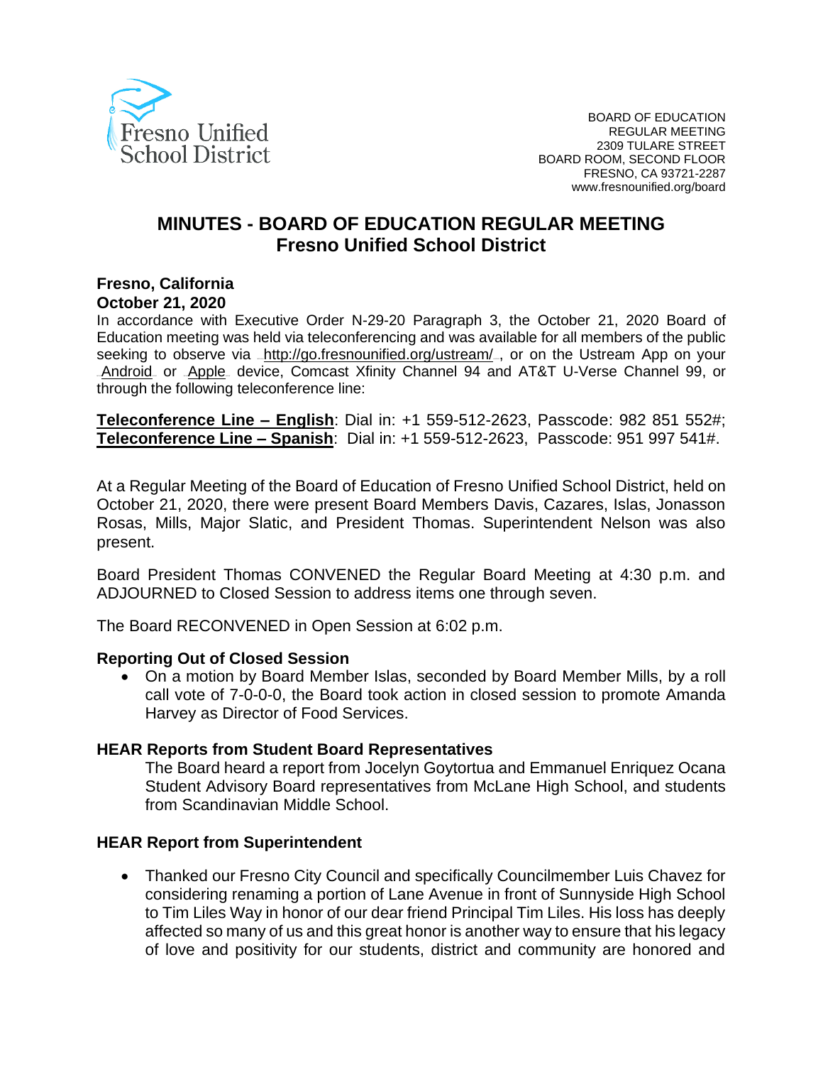Fresno Unified School District

BOARD OF EDUCATION
REGULAR MEETING
2309 TULARE STREET
BOARD ROOM, SECOND FLOOR
FRESNO, CA 93721-2287
www.fresnounified.org/board

# MINUTES - BOARD OF EDUCATION REGULAR MEETING
## Fresno Unified School District

**Fresno, California**
**October 21, 2020**

In accordance with Executive Order N-29-20 Paragraph 3, the October 21, 2020 Board of Education meeting was held via teleconferencing and was available for all members of the public seeking to observe via http://go.fresnounified.org/ustream/, or on the Ustream App on your Android or Apple device, Comcast Xfinity Channel 94 and AT&T U-Verse Channel 99, or through the following teleconference line:

**Teleconference Line – English**: Dial in: +1 559-512-2623, Passcode: 982 851 552#;
**Teleconference Line – Spanish**: Dial in: +1 559-512-2623, Passcode: 951 997 541#.

At a Regular Meeting of the Board of Education of Fresno Unified School District, held on October 21, 2020, there were present Board Members Davis, Cazares, Islas, Jonasson Rosas, Mills, Major Slatic, and President Thomas. Superintendent Nelson was also present.

Board President Thomas CONVENED the Regular Board Meeting at 4:30 p.m. and ADJOURNED to Closed Session to address items one through seven.

The Board RECONVENED in Open Session at 6:02 p.m.

**Reporting Out of Closed Session**

- On a motion by Board Member Islas, seconded by Board Member Mills, by a roll call vote of 7-0-0-0, the Board took action in closed session to promote Amanda Harvey as Director of Food Services.

**HEAR Reports from Student Board Representatives**

The Board heard a report from Jocelyn Goytortua and Emmanuel Enriquez Ocana Student Advisory Board representatives from McLane High School, and students from Scandinavian Middle School.

**HEAR Report from Superintendent**

- Thanked our Fresno City Council and specifically Councilmember Luis Chavez for considering renaming a portion of Lane Avenue in front of Sunnyside High School to Tim Liles Way in honor of our dear friend Principal Tim Liles. His loss has deeply affected so many of us and this great honor is another way to ensure that his legacy of love and positivity for our students, district and community are honored and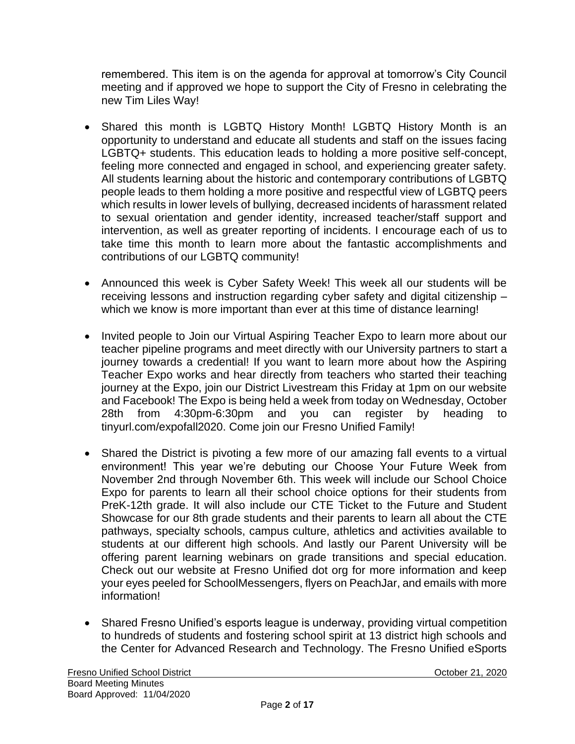remembered. This item is on the agenda for approval at tomorrow's City Council meeting and if approved we hope to support the City of Fresno in celebrating the new Tim Liles Way!

- Shared this month is LGBTQ History Month! LGBTQ History Month is an opportunity to understand and educate all students and staff on the issues facing LGBTQ+ students. This education leads to holding a more positive self-concept, feeling more connected and engaged in school, and experiencing greater safety. All students learning about the historic and contemporary contributions of LGBTQ people leads to them holding a more positive and respectful view of LGBTQ peers which results in lower levels of bullying, decreased incidents of harassment related to sexual orientation and gender identity, increased teacher/staff support and intervention, as well as greater reporting of incidents. I encourage each of us to take time this month to learn more about the fantastic accomplishments and contributions of our LGBTQ community!

- Announced this week is Cyber Safety Week! This week all our students will be receiving lessons and instruction regarding cyber safety and digital citizenship – which we know is more important than ever at this time of distance learning!

- Invited people to Join our Virtual Aspiring Teacher Expo to learn more about our teacher pipeline programs and meet directly with our University partners to start a journey towards a credential! If you want to learn more about how the Aspiring Teacher Expo works and hear directly from teachers who started their teaching journey at the Expo, join our District Livestream this Friday at 1pm on our website and Facebook! The Expo is being held a week from today on Wednesday, October 28th from 4:30pm-6:30pm and you can register by heading to tinyurl.com/expofall2020. Come join our Fresno Unified Family!

- Shared the District is pivoting a few more of our amazing fall events to a virtual environment! This year we're debuting our Choose Your Future Week from November 2nd through November 6th. This week will include our School Choice Expo for parents to learn all their school choice options for their students from PreK-12th grade. It will also include our CTE Ticket to the Future and Student Showcase for our 8th grade students and their parents to learn all about the CTE pathways, specialty schools, campus culture, athletics and activities available to students at our different high schools. And lastly our Parent University will be offering parent learning webinars on grade transitions and special education. Check out our website at Fresno Unified dot org for more information and keep your eyes peeled for SchoolMessengers, flyers on PeachJar, and emails with more information!

- Shared Fresno Unified's esports league is underway, providing virtual competition to hundreds of students and fostering school spirit at 13 district high schools and the Center for Advanced Research and Technology. The Fresno Unified eSports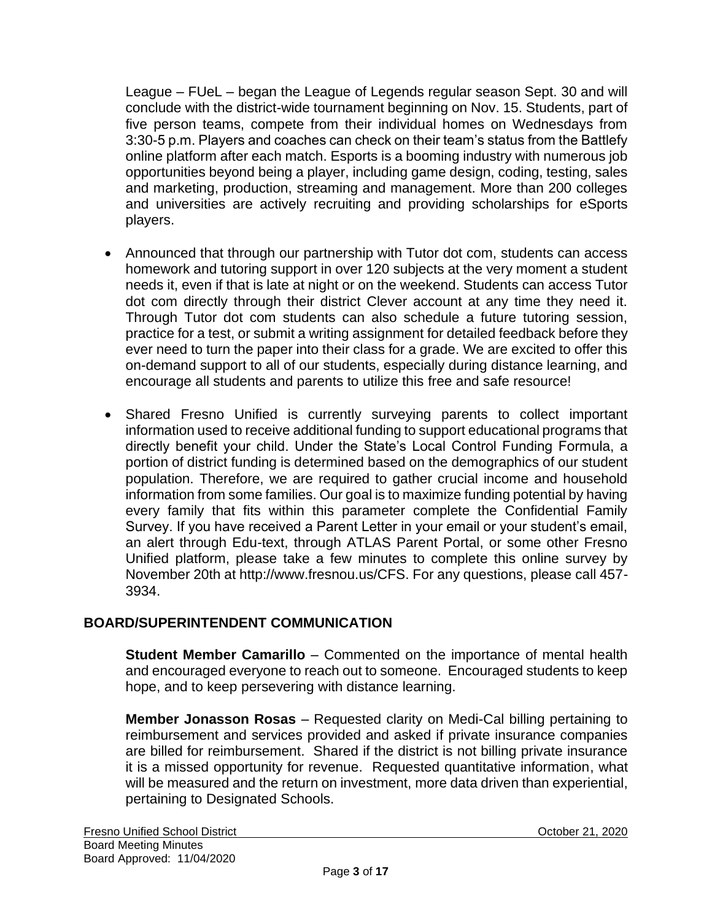League – FUeL – began the League of Legends regular season Sept. 30 and will conclude with the district-wide tournament beginning on Nov. 15. Students, part of five person teams, compete from their individual homes on Wednesdays from 3:30-5 p.m. Players and coaches can check on their team's status from the Battlefy online platform after each match. Esports is a booming industry with numerous job opportunities beyond being a player, including game design, coding, testing, sales and marketing, production, streaming and management. More than 200 colleges and universities are actively recruiting and providing scholarships for eSports players.

- Announced that through our partnership with Tutor dot com, students can access homework and tutoring support in over 120 subjects at the very moment a student needs it, even if that is late at night or on the weekend. Students can access Tutor dot com directly through their district Clever account at any time they need it. Through Tutor dot com students can also schedule a future tutoring session, practice for a test, or submit a writing assignment for detailed feedback before they ever need to turn the paper into their class for a grade. We are excited to offer this on-demand support to all of our students, especially during distance learning, and encourage all students and parents to utilize this free and safe resource!

- Shared Fresno Unified is currently surveying parents to collect important information used to receive additional funding to support educational programs that directly benefit your child. Under the State's Local Control Funding Formula, a portion of district funding is determined based on the demographics of our student population. Therefore, we are required to gather crucial income and household information from some families. Our goal is to maximize funding potential by having every family that fits within this parameter complete the Confidential Family Survey. If you have received a Parent Letter in your email or your student's email, an alert through Edu-text, through ATLAS Parent Portal, or some other Fresno Unified platform, please take a few minutes to complete this online survey by November 20th at http://www.fresnou.us/CFS. For any questions, please call 457-3934.

## BOARD/SUPERINTENDENT COMMUNICATION

**Student Member Camarillo** – Commented on the importance of mental health and encouraged everyone to reach out to someone. Encouraged students to keep hope, and to keep persevering with distance learning.

**Member Jonasson Rosas** – Requested clarity on Medi-Cal billing pertaining to reimbursement and services provided and asked if private insurance companies are billed for reimbursement. Shared if the district is not billing private insurance it is a missed opportunity for revenue. Requested quantitative information, what will be measured and the return on investment, more data driven than experiential, pertaining to Designated Schools.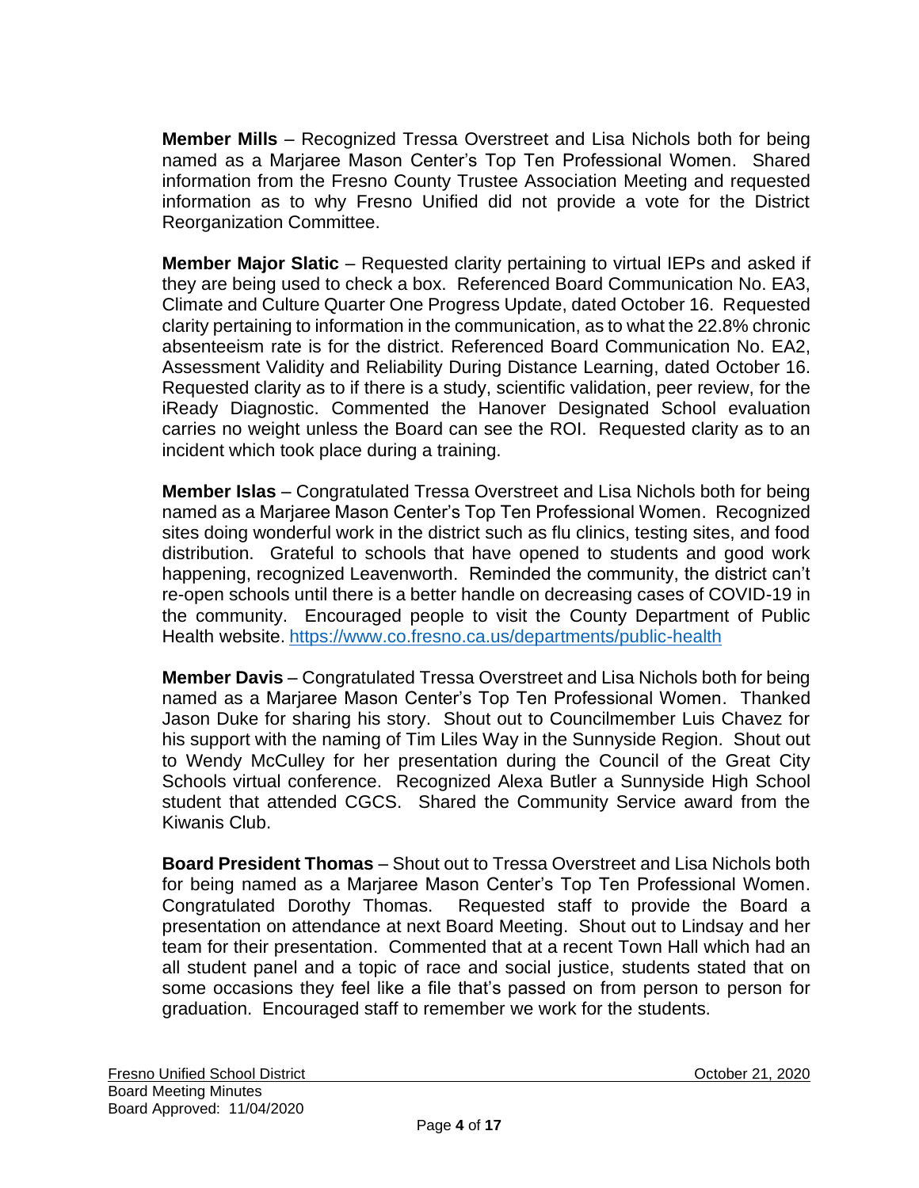**Member Mills** – Recognized Tressa Overstreet and Lisa Nichols both for being named as a Marjaree Mason Center's Top Ten Professional Women. Shared information from the Fresno County Trustee Association Meeting and requested information as to why Fresno Unified did not provide a vote for the District Reorganization Committee.

**Member Major Slatic** – Requested clarity pertaining to virtual IEPs and asked if they are being used to check a box. Referenced Board Communication No. EA3, Climate and Culture Quarter One Progress Update, dated October 16. Requested clarity pertaining to information in the communication, as to what the 22.8% chronic absenteeism rate is for the district. Referenced Board Communication No. EA2, Assessment Validity and Reliability During Distance Learning, dated October 16. Requested clarity as to if there is a study, scientific validation, peer review, for the iReady Diagnostic. Commented the Hanover Designated School evaluation carries no weight unless the Board can see the ROI. Requested clarity as to an incident which took place during a training.

**Member Islas** – Congratulated Tressa Overstreet and Lisa Nichols both for being named as a Marjaree Mason Center's Top Ten Professional Women. Recognized sites doing wonderful work in the district such as flu clinics, testing sites, and food distribution. Grateful to schools that have opened to students and good work happening, recognized Leavenworth. Reminded the community, the district can't re-open schools until there is a better handle on decreasing cases of COVID-19 in the community. Encouraged people to visit the County Department of Public Health website. https://www.co.fresno.ca.us/departments/public-health

**Member Davis** – Congratulated Tressa Overstreet and Lisa Nichols both for being named as a Marjaree Mason Center's Top Ten Professional Women. Thanked Jason Duke for sharing his story. Shout out to Councilmember Luis Chavez for his support with the naming of Tim Liles Way in the Sunnyside Region. Shout out to Wendy McCulley for her presentation during the Council of the Great City Schools virtual conference. Recognized Alexa Butler a Sunnyside High School student that attended CGCS. Shared the Community Service award from the Kiwanis Club.

**Board President Thomas** – Shout out to Tressa Overstreet and Lisa Nichols both for being named as a Marjaree Mason Center's Top Ten Professional Women. Congratulated Dorothy Thomas. Requested staff to provide the Board a presentation on attendance at next Board Meeting. Shout out to Lindsay and her team for their presentation. Commented that at a recent Town Hall which had an all student panel and a topic of race and social justice, students stated that on some occasions they feel like a file that's passed on from person to person for graduation. Encouraged staff to remember we work for the students.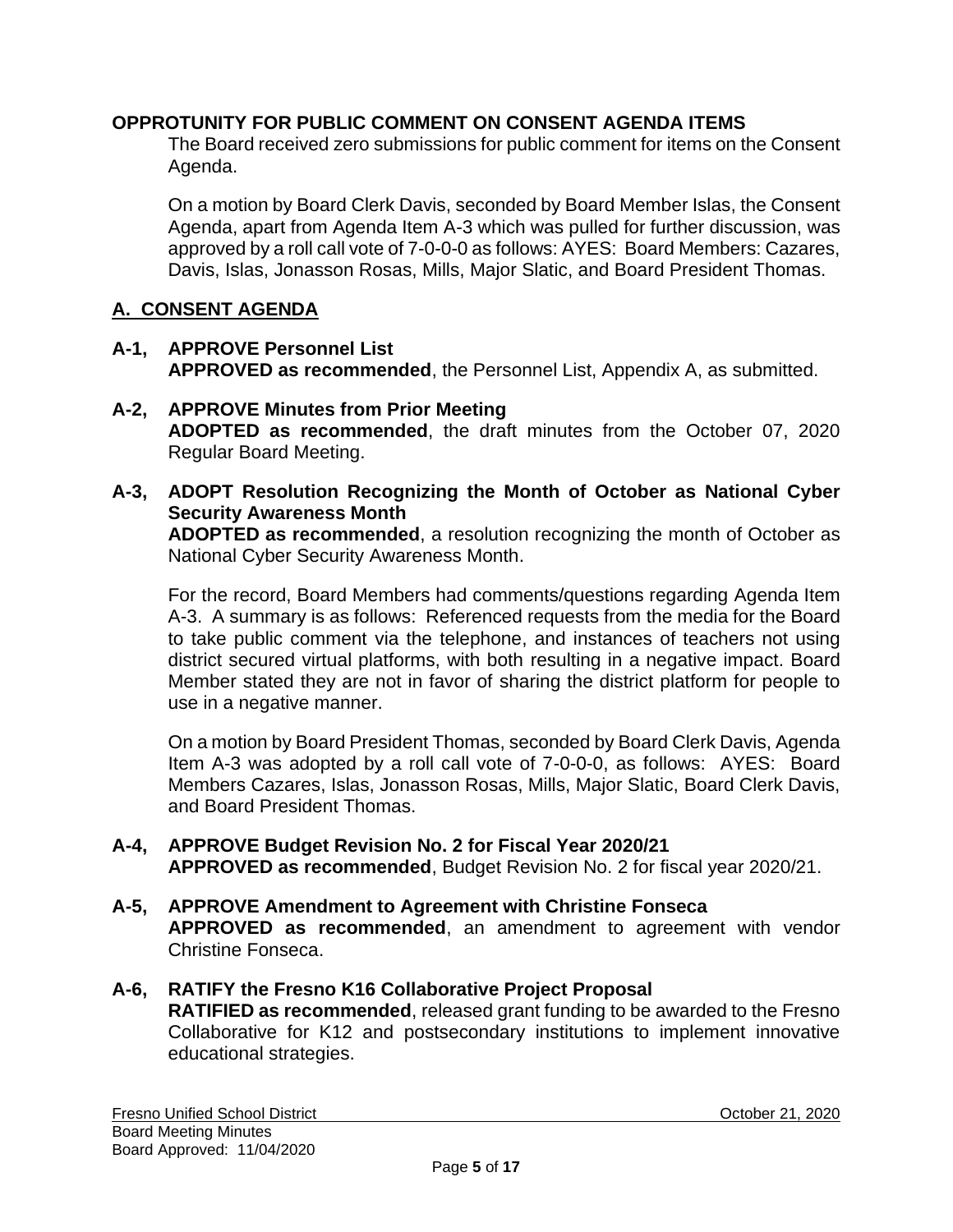**OPPROTUNITY FOR PUBLIC COMMENT ON CONSENT AGENDA ITEMS**

The Board received zero submissions for public comment for items on the Consent Agenda.

On a motion by Board Clerk Davis, seconded by Board Member Islas, the Consent Agenda, apart from Agenda Item A-3 which was pulled for further discussion, was approved by a roll call vote of 7-0-0-0 as follows: AYES: Board Members: Cazares, Davis, Islas, Jonasson Rosas, Mills, Major Slatic, and Board President Thomas.

## A. CONSENT AGENDA

**A-1, APPROVE Personnel List**
**APPROVED as recommended**, the Personnel List, Appendix A, as submitted.

**A-2, APPROVE Minutes from Prior Meeting**
**ADOPTED as recommended**, the draft minutes from the October 07, 2020 Regular Board Meeting.

**A-3, ADOPT Resolution Recognizing the Month of October as National Cyber Security Awareness Month**
**ADOPTED as recommended**, a resolution recognizing the month of October as National Cyber Security Awareness Month.

For the record, Board Members had comments/questions regarding Agenda Item A-3. A summary is as follows: Referenced requests from the media for the Board to take public comment via the telephone, and instances of teachers not using district secured virtual platforms, with both resulting in a negative impact. Board Member stated they are not in favor of sharing the district platform for people to use in a negative manner.

On a motion by Board President Thomas, seconded by Board Clerk Davis, Agenda Item A-3 was adopted by a roll call vote of 7-0-0-0, as follows: AYES: Board Members Cazares, Islas, Jonasson Rosas, Mills, Major Slatic, Board Clerk Davis, and Board President Thomas.

**A-4, APPROVE Budget Revision No. 2 for Fiscal Year 2020/21**
**APPROVED as recommended**, Budget Revision No. 2 for fiscal year 2020/21.

**A-5, APPROVE Amendment to Agreement with Christine Fonseca**
**APPROVED as recommended**, an amendment to agreement with vendor Christine Fonseca.

**A-6, RATIFY the Fresno K16 Collaborative Project Proposal**
**RATIFIED as recommended**, released grant funding to be awarded to the Fresno Collaborative for K12 and postsecondary institutions to implement innovative educational strategies.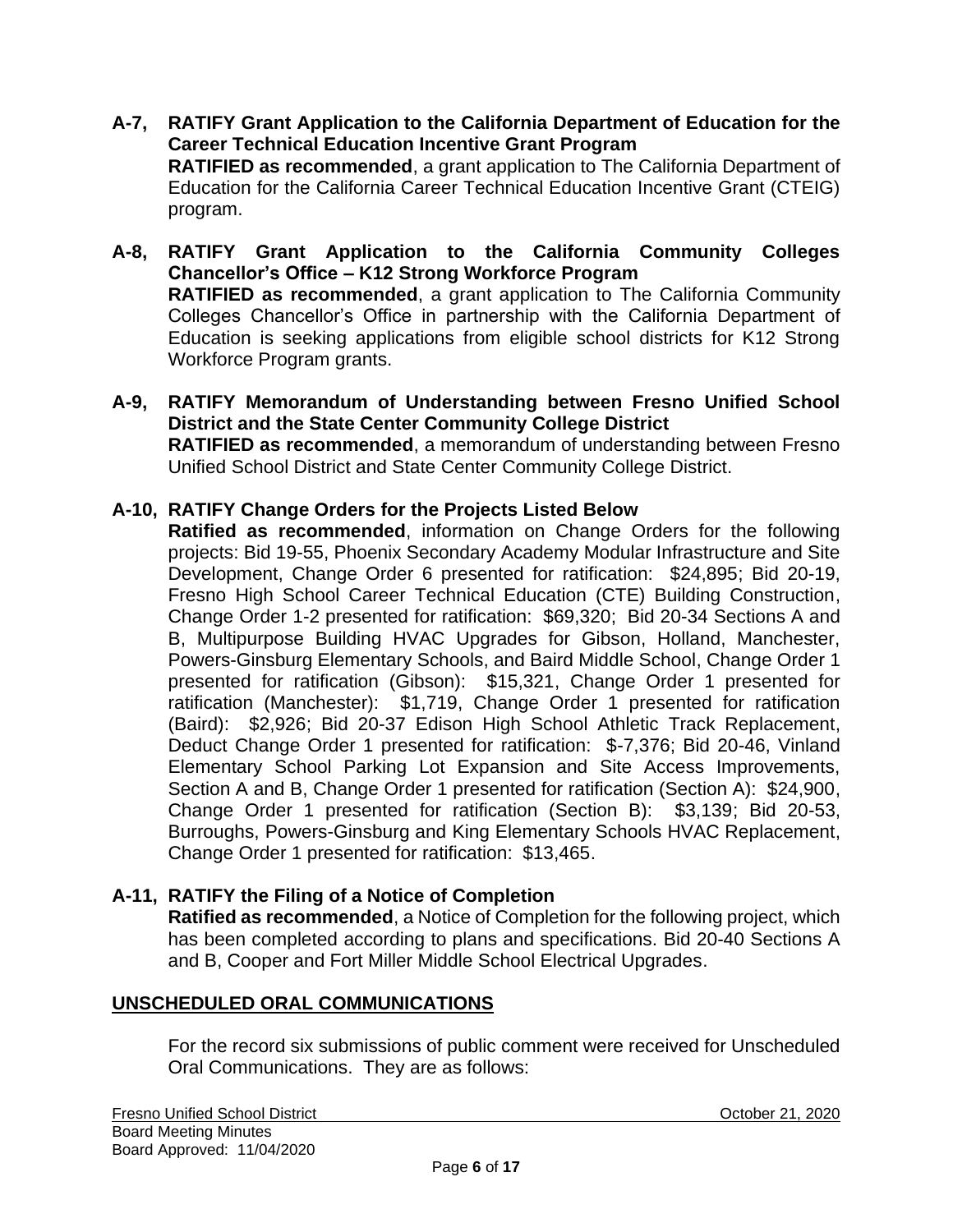**A-7, RATIFY Grant Application to the California Department of Education for the Career Technical Education Incentive Grant Program**
**RATIFIED as recommended**, a grant application to The California Department of Education for the California Career Technical Education Incentive Grant (CTEIG) program.

**A-8, RATIFY Grant Application to the California Community Colleges Chancellor's Office – K12 Strong Workforce Program**
**RATIFIED as recommended**, a grant application to The California Community Colleges Chancellor's Office in partnership with the California Department of Education is seeking applications from eligible school districts for K12 Strong Workforce Program grants.

**A-9, RATIFY Memorandum of Understanding between Fresno Unified School District and the State Center Community College District**
**RATIFIED as recommended**, a memorandum of understanding between Fresno Unified School District and State Center Community College District.

**A-10, RATIFY Change Orders for the Projects Listed Below**
**Ratified as recommended**, information on Change Orders for the following projects: Bid 19-55, Phoenix Secondary Academy Modular Infrastructure and Site Development, Change Order 6 presented for ratification: $24,895; Bid 20-19, Fresno High School Career Technical Education (CTE) Building Construction, Change Order 1-2 presented for ratification: $69,320; Bid 20-34 Sections A and B, Multipurpose Building HVAC Upgrades for Gibson, Holland, Manchester, Powers-Ginsburg Elementary Schools, and Baird Middle School, Change Order 1 presented for ratification (Gibson): $15,321, Change Order 1 presented for ratification (Manchester): $1,719, Change Order 1 presented for ratification (Baird): $2,926; Bid 20-37 Edison High School Athletic Track Replacement, Deduct Change Order 1 presented for ratification: $-7,376; Bid 20-46, Vinland Elementary School Parking Lot Expansion and Site Access Improvements, Section A and B, Change Order 1 presented for ratification (Section A): $24,900, Change Order 1 presented for ratification (Section B): $3,139; Bid 20-53, Burroughs, Powers-Ginsburg and King Elementary Schools HVAC Replacement, Change Order 1 presented for ratification: $13,465.

**A-11, RATIFY the Filing of a Notice of Completion**
**Ratified as recommended**, a Notice of Completion for the following project, which has been completed according to plans and specifications. Bid 20-40 Sections A and B, Cooper and Fort Miller Middle School Electrical Upgrades.

## UNSCHEDULED ORAL COMMUNICATIONS

For the record six submissions of public comment were received for Unscheduled Oral Communications. They are as follows:

Fresno Unified School District
Board Meeting Minutes
Board Approved: 11/04/2020
October 21, 2020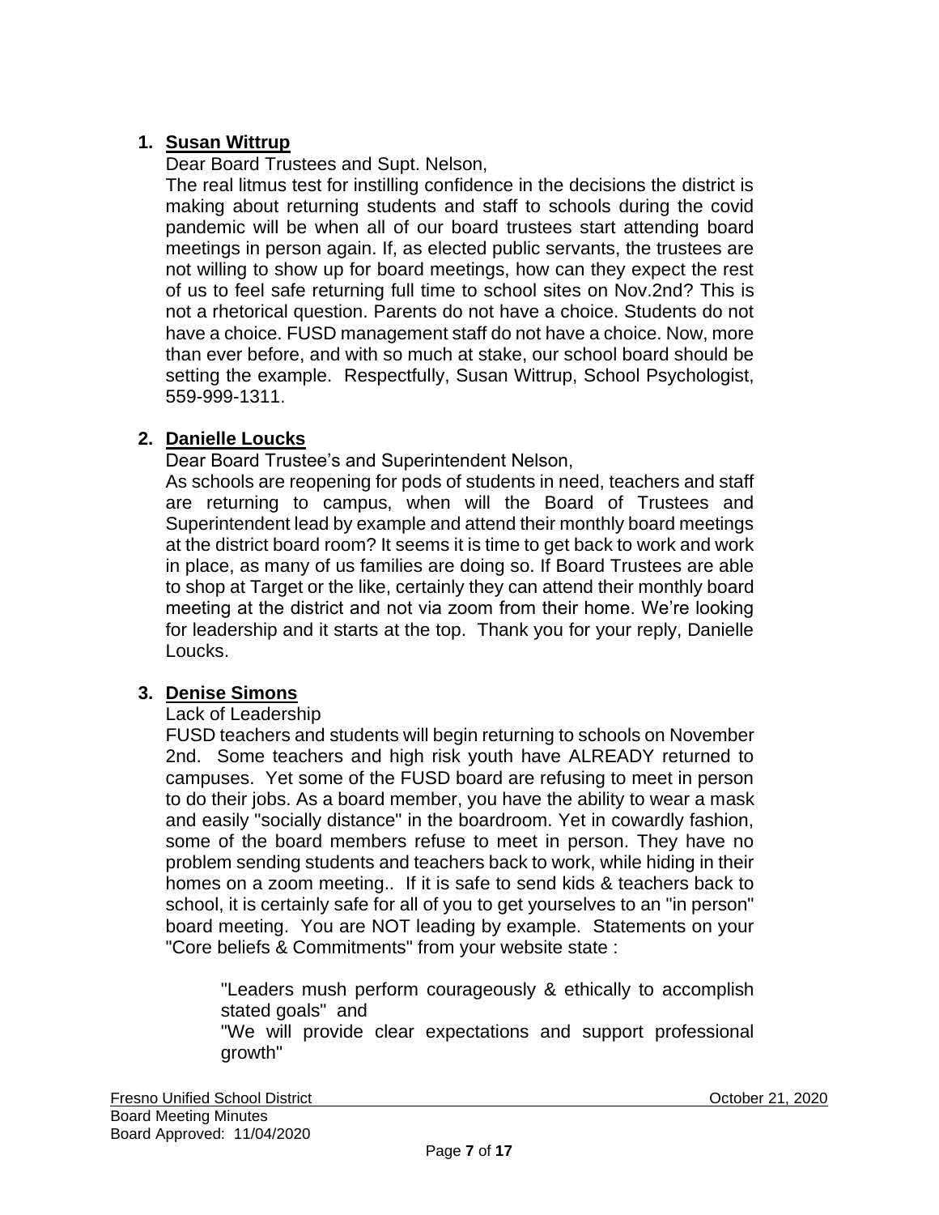1. **Susan Wittrup**

   Dear Board Trustees and Supt. Nelson,

   The real litmus test for instilling confidence in the decisions the district is making about returning students and staff to schools during the covid pandemic will be when all of our board trustees start attending board meetings in person again. If, as elected public servants, the trustees are not willing to show up for board meetings, how can they expect the rest of us to feel safe returning full time to school sites on Nov.2nd? This is not a rhetorical question. Parents do not have a choice. Students do not have a choice. FUSD management staff do not have a choice. Now, more than ever before, and with so much at stake, our school board should be setting the example. Respectfully, Susan Wittrup, School Psychologist, 559-999-1311.

2. **Danielle Loucks**

   Dear Board Trustee's and Superintendent Nelson,

   As schools are reopening for pods of students in need, teachers and staff are returning to campus, when will the Board of Trustees and Superintendent lead by example and attend their monthly board meetings at the district board room? It seems it is time to get back to work and work in place, as many of us families are doing so. If Board Trustees are able to shop at Target or the like, certainly they can attend their monthly board meeting at the district and not via zoom from their home. We're looking for leadership and it starts at the top. Thank you for your reply, Danielle Loucks.

3. **Denise Simons**

   Lack of Leadership

   FUSD teachers and students will begin returning to schools on November 2nd. Some teachers and high risk youth have ALREADY returned to campuses. Yet some of the FUSD board are refusing to meet in person to do their jobs. As a board member, you have the ability to wear a mask and easily "socially distance" in the boardroom. Yet in cowardly fashion, some of the board members refuse to meet in person. They have no problem sending students and teachers back to work, while hiding in their homes on a zoom meeting.. If it is safe to send kids & teachers back to school, it is certainly safe for all of you to get yourselves to an "in person" board meeting. You are NOT leading by example. Statements on your "Core beliefs & Commitments" from your website state :

   > "Leaders mush perform courageously & ethically to accomplish stated goals" and
   >
   > "We will provide clear expectations and support professional growth"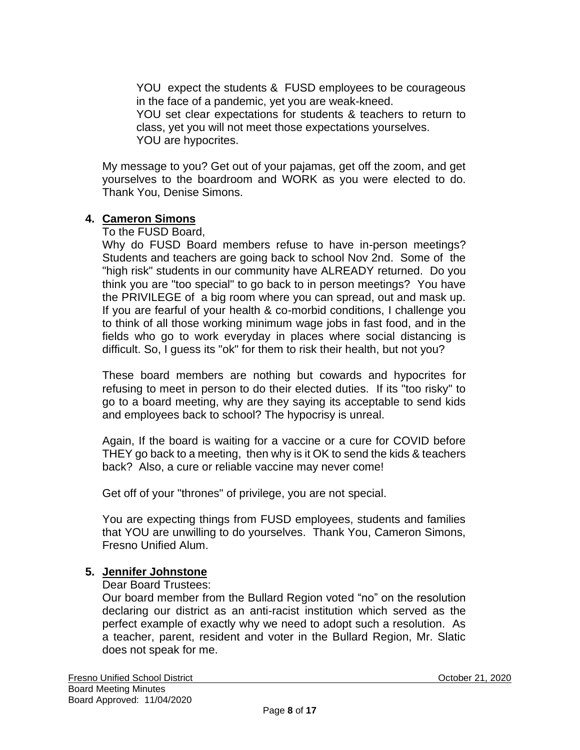YOU expect the students & FUSD employees to be courageous in the face of a pandemic, yet you are weak-kneed.
YOU set clear expectations for students & teachers to return to class, yet you will not meet those expectations yourselves.
YOU are hypocrites.

My message to you? Get out of your pajamas, get off the zoom, and get yourselves to the boardroom and WORK as you were elected to do. Thank You, Denise Simons.

4. **Cameron Simons**

To the FUSD Board,

Why do FUSD Board members refuse to have in-person meetings? Students and teachers are going back to school Nov 2nd. Some of the "high risk" students in our community have ALREADY returned. Do you think you are "too special" to go back to in person meetings? You have the PRIVILEGE of a big room where you can spread, out and mask up. If you are fearful of your health & co-morbid conditions, I challenge you to think of all those working minimum wage jobs in fast food, and in the fields who go to work everyday in places where social distancing is difficult. So, I guess its "ok" for them to risk their health, but not you?

These board members are nothing but cowards and hypocrites for refusing to meet in person to do their elected duties. If its "too risky" to go to a board meeting, why are they saying its acceptable to send kids and employees back to school? The hypocrisy is unreal.

Again, If the board is waiting for a vaccine or a cure for COVID before THEY go back to a meeting, then why is it OK to send the kids & teachers back? Also, a cure or reliable vaccine may never come!

Get off of your "thrones" of privilege, you are not special.

You are expecting things from FUSD employees, students and families that YOU are unwilling to do yourselves. Thank You, Cameron Simons, Fresno Unified Alum.

5. **Jennifer Johnstone**

Dear Board Trustees:

Our board member from the Bullard Region voted "no" on the resolution declaring our district as an anti-racist institution which served as the perfect example of exactly why we need to adopt such a resolution. As a teacher, parent, resident and voter in the Bullard Region, Mr. Slatic does not speak for me.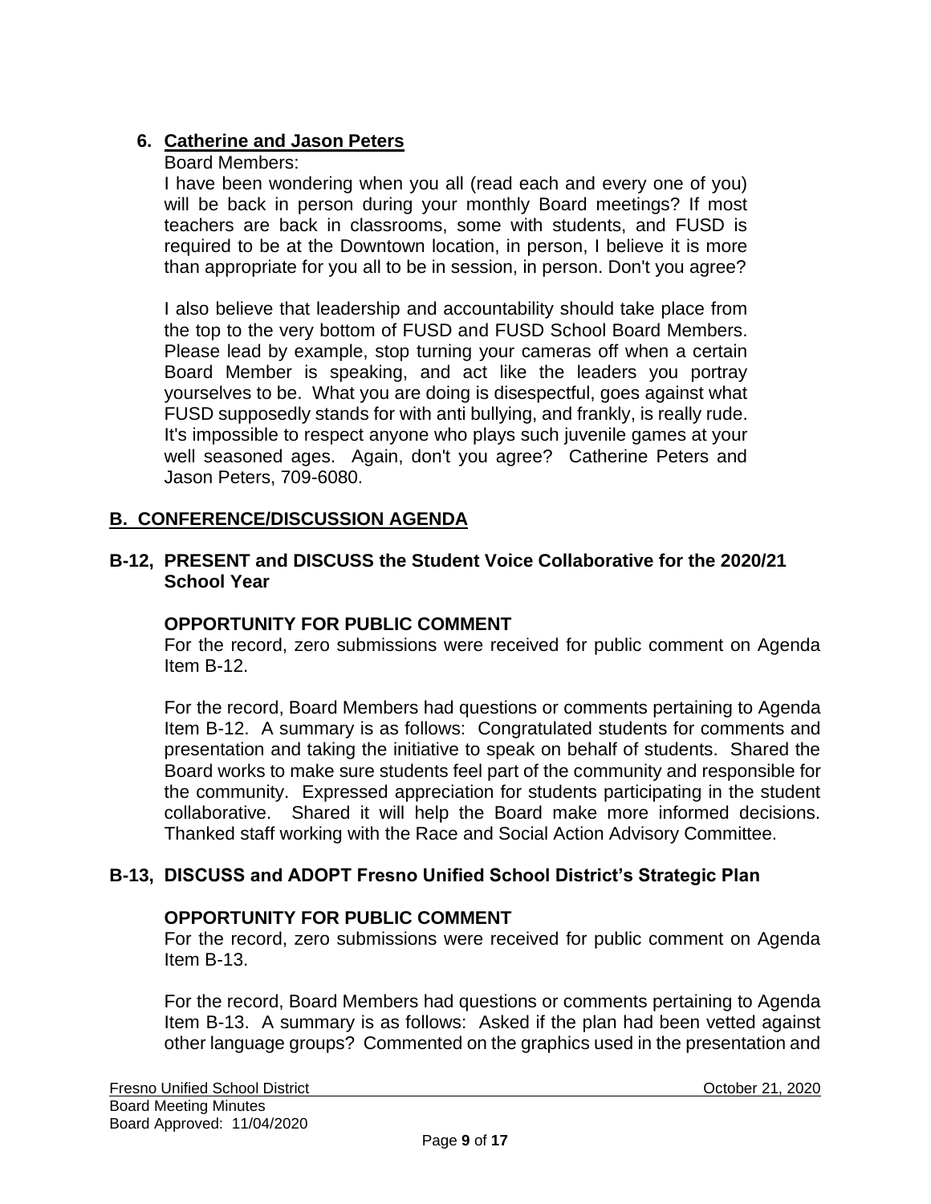6. **Catherine and Jason Peters**

   Board Members:

   I have been wondering when you all (read each and every one of you) will be back in person during your monthly Board meetings? If most teachers are back in classrooms, some with students, and FUSD is required to be at the Downtown location, in person, I believe it is more than appropriate for you all to be in session, in person. Don't you agree?

   I also believe that leadership and accountability should take place from the top to the very bottom of FUSD and FUSD School Board Members. Please lead by example, stop turning your cameras off when a certain Board Member is speaking, and act like the leaders you portray yourselves to be. What you are doing is disespectful, goes against what FUSD supposedly stands for with anti bullying, and frankly, is really rude. It's impossible to respect anyone who plays such juvenile games at your well seasoned ages. Again, don't you agree? Catherine Peters and Jason Peters, 709-6080.

## B. CONFERENCE/DISCUSSION AGENDA

### B-12, PRESENT and DISCUSS the Student Voice Collaborative for the 2020/21 School Year

**OPPORTUNITY FOR PUBLIC COMMENT**

For the record, zero submissions were received for public comment on Agenda Item B-12.

For the record, Board Members had questions or comments pertaining to Agenda Item B-12. A summary is as follows: Congratulated students for comments and presentation and taking the initiative to speak on behalf of students. Shared the Board works to make sure students feel part of the community and responsible for the community. Expressed appreciation for students participating in the student collaborative. Shared it will help the Board make more informed decisions. Thanked staff working with the Race and Social Action Advisory Committee.

### B-13, DISCUSS and ADOPT Fresno Unified School District's Strategic Plan

**OPPORTUNITY FOR PUBLIC COMMENT**

For the record, zero submissions were received for public comment on Agenda Item B-13.

For the record, Board Members had questions or comments pertaining to Agenda Item B-13. A summary is as follows: Asked if the plan had been vetted against other language groups? Commented on the graphics used in the presentation and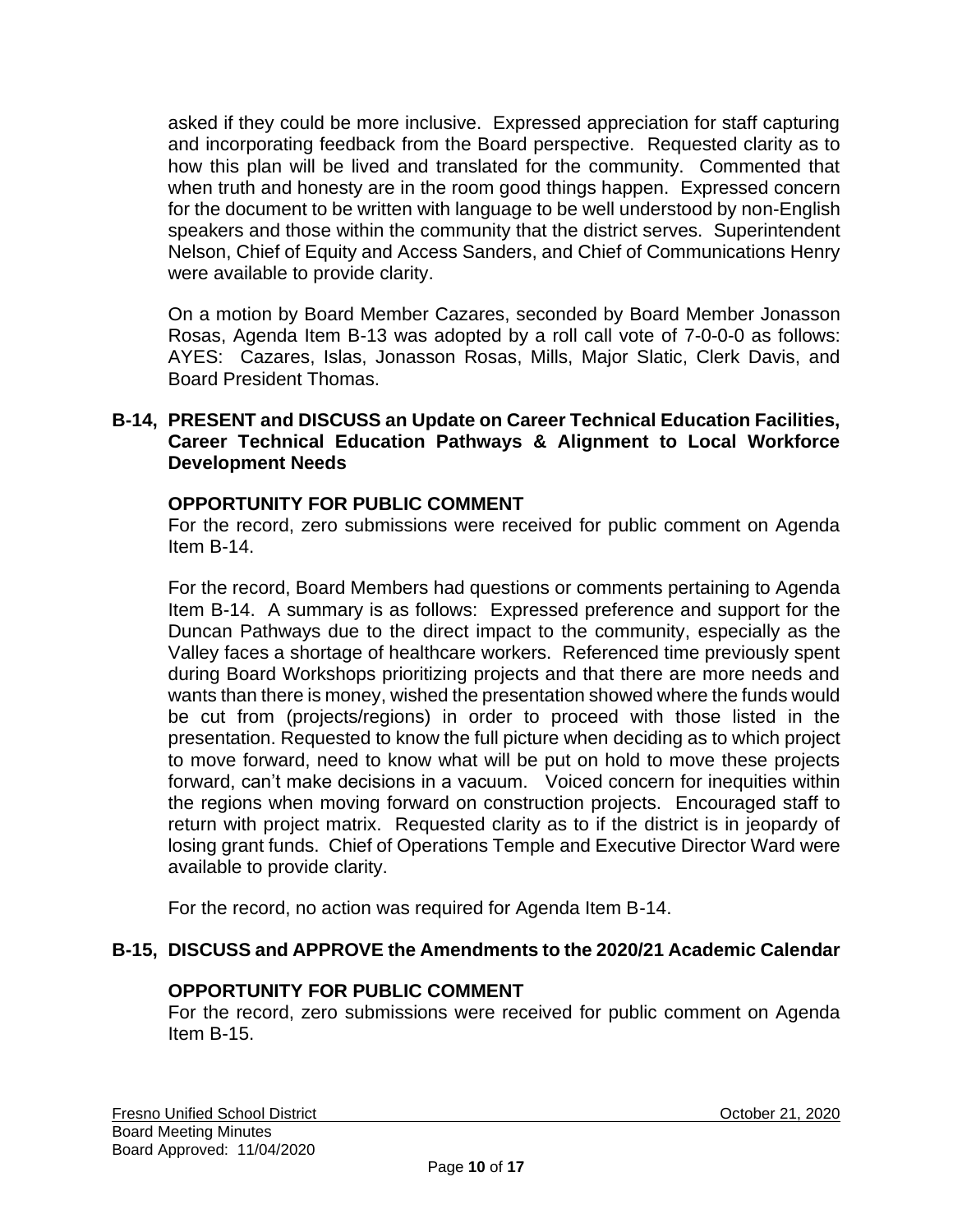asked if they could be more inclusive. Expressed appreciation for staff capturing and incorporating feedback from the Board perspective. Requested clarity as to how this plan will be lived and translated for the community. Commented that when truth and honesty are in the room good things happen. Expressed concern for the document to be written with language to be well understood by non-English speakers and those within the community that the district serves. Superintendent Nelson, Chief of Equity and Access Sanders, and Chief of Communications Henry were available to provide clarity.

On a motion by Board Member Cazares, seconded by Board Member Jonasson Rosas, Agenda Item B-13 was adopted by a roll call vote of 7-0-0-0 as follows: AYES: Cazares, Islas, Jonasson Rosas, Mills, Major Slatic, Clerk Davis, and Board President Thomas.

**B-14, PRESENT and DISCUSS an Update on Career Technical Education Facilities, Career Technical Education Pathways & Alignment to Local Workforce Development Needs**

**OPPORTUNITY FOR PUBLIC COMMENT**

For the record, zero submissions were received for public comment on Agenda Item B-14.

For the record, Board Members had questions or comments pertaining to Agenda Item B-14. A summary is as follows: Expressed preference and support for the Duncan Pathways due to the direct impact to the community, especially as the Valley faces a shortage of healthcare workers. Referenced time previously spent during Board Workshops prioritizing projects and that there are more needs and wants than there is money, wished the presentation showed where the funds would be cut from (projects/regions) in order to proceed with those listed in the presentation. Requested to know the full picture when deciding as to which project to move forward, need to know what will be put on hold to move these projects forward, can't make decisions in a vacuum. Voiced concern for inequities within the regions when moving forward on construction projects. Encouraged staff to return with project matrix. Requested clarity as to if the district is in jeopardy of losing grant funds. Chief of Operations Temple and Executive Director Ward were available to provide clarity.

For the record, no action was required for Agenda Item B-14.

**B-15, DISCUSS and APPROVE the Amendments to the 2020/21 Academic Calendar**

**OPPORTUNITY FOR PUBLIC COMMENT**

For the record, zero submissions were received for public comment on Agenda Item B-15.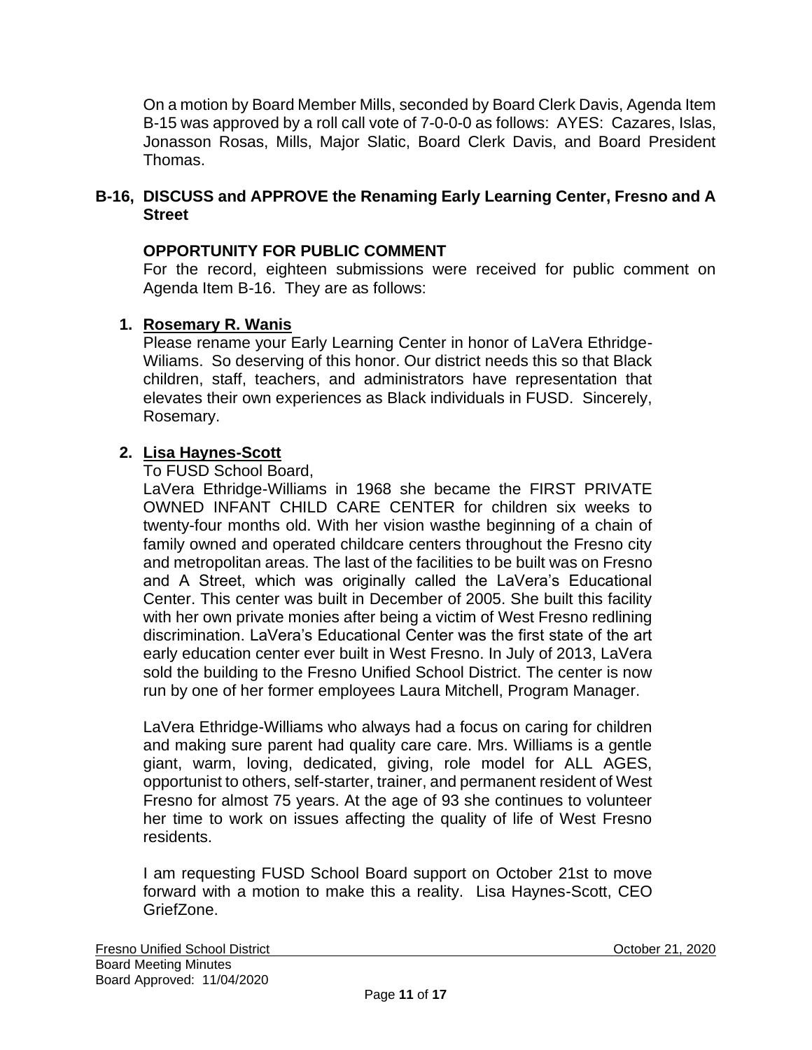On a motion by Board Member Mills, seconded by Board Clerk Davis, Agenda Item B-15 was approved by a roll call vote of 7-0-0-0 as follows: AYES: Cazares, Islas, Jonasson Rosas, Mills, Major Slatic, Board Clerk Davis, and Board President Thomas.

**B-16, DISCUSS and APPROVE the Renaming Early Learning Center, Fresno and A Street**

**OPPORTUNITY FOR PUBLIC COMMENT**

For the record, eighteen submissions were received for public comment on Agenda Item B-16. They are as follows:

1. **Rosemary R. Wanis**

   Please rename your Early Learning Center in honor of LaVera Ethridge-Wiliams. So deserving of this honor. Our district needs this so that Black children, staff, teachers, and administrators have representation that elevates their own experiences as Black individuals in FUSD. Sincerely, Rosemary.

2. **Lisa Haynes-Scott**

   To FUSD School Board,

   LaVera Ethridge-Williams in 1968 she became the FIRST PRIVATE OWNED INFANT CHILD CARE CENTER for children six weeks to twenty-four months old. With her vision wasthe beginning of a chain of family owned and operated childcare centers throughout the Fresno city and metropolitan areas. The last of the facilities to be built was on Fresno and A Street, which was originally called the LaVera's Educational Center. This center was built in December of 2005. She built this facility with her own private monies after being a victim of West Fresno redlining discrimination. LaVera's Educational Center was the first state of the art early education center ever built in West Fresno. In July of 2013, LaVera sold the building to the Fresno Unified School District. The center is now run by one of her former employees Laura Mitchell, Program Manager.

   LaVera Ethridge-Williams who always had a focus on caring for children and making sure parent had quality care care. Mrs. Williams is a gentle giant, warm, loving, dedicated, giving, role model for ALL AGES, opportunist to others, self-starter, trainer, and permanent resident of West Fresno for almost 75 years. At the age of 93 she continues to volunteer her time to work on issues affecting the quality of life of West Fresno residents.

   I am requesting FUSD School Board support on October 21st to move forward with a motion to make this a reality. Lisa Haynes-Scott, CEO GriefZone.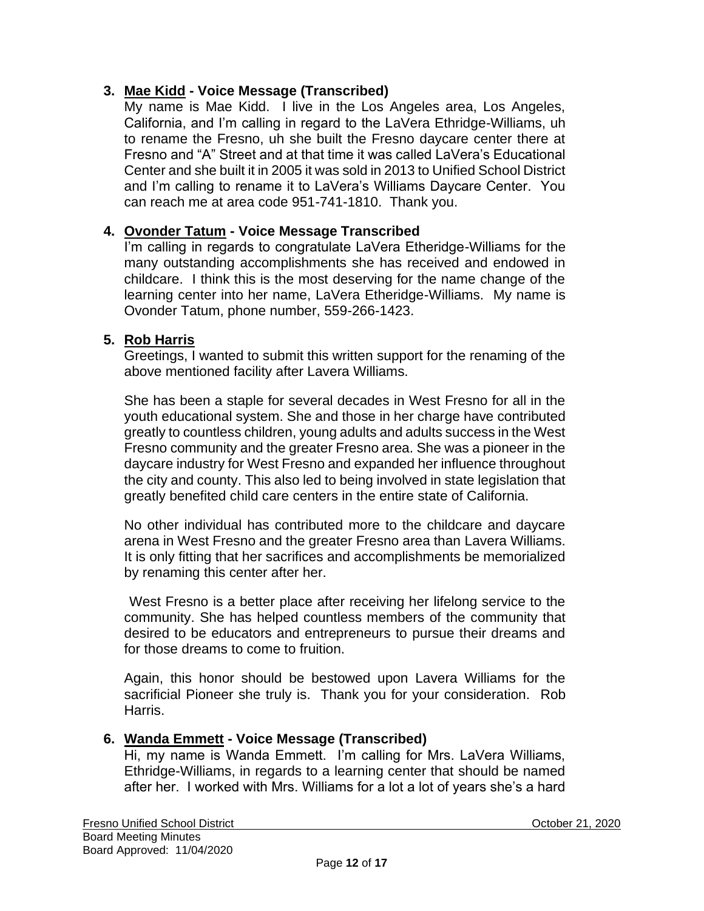3. **<u>Mae Kidd</u> - Voice Message (Transcribed)**
   My name is Mae Kidd. I live in the Los Angeles area, Los Angeles, California, and I'm calling in regard to the LaVera Ethridge-Williams, uh to rename the Fresno, uh she built the Fresno daycare center there at Fresno and "A" Street and at that time it was called LaVera's Educational Center and she built it in 2005 it was sold in 2013 to Unified School District and I'm calling to rename it to LaVera's Williams Daycare Center. You can reach me at area code 951-741-1810. Thank you.

4. **<u>Ovonder Tatum</u> - Voice Message Transcribed**
   I'm calling in regards to congratulate LaVera Etheridge-Williams for the many outstanding accomplishments she has received and endowed in childcare. I think this is the most deserving for the name change of the learning center into her name, LaVera Etheridge-Williams. My name is Ovonder Tatum, phone number, 559-266-1423.

5. **<u>Rob Harris</u>**
   Greetings, I wanted to submit this written support for the renaming of the above mentioned facility after Lavera Williams.

   She has been a staple for several decades in West Fresno for all in the youth educational system. She and those in her charge have contributed greatly to countless children, young adults and adults success in the West Fresno community and the greater Fresno area. She was a pioneer in the daycare industry for West Fresno and expanded her influence throughout the city and county. This also led to being involved in state legislation that greatly benefited child care centers in the entire state of California.

   No other individual has contributed more to the childcare and daycare arena in West Fresno and the greater Fresno area than Lavera Williams. It is only fitting that her sacrifices and accomplishments be memorialized by renaming this center after her.

   West Fresno is a better place after receiving her lifelong service to the community. She has helped countless members of the community that desired to be educators and entrepreneurs to pursue their dreams and for those dreams to come to fruition.

   Again, this honor should be bestowed upon Lavera Williams for the sacrificial Pioneer she truly is. Thank you for your consideration. Rob Harris.

6. **<u>Wanda Emmett</u> - Voice Message (Transcribed)**
   Hi, my name is Wanda Emmett. I'm calling for Mrs. LaVera Williams, Ethridge-Williams, in regards to a learning center that should be named after her. I worked with Mrs. Williams for a lot a lot of years she's a hard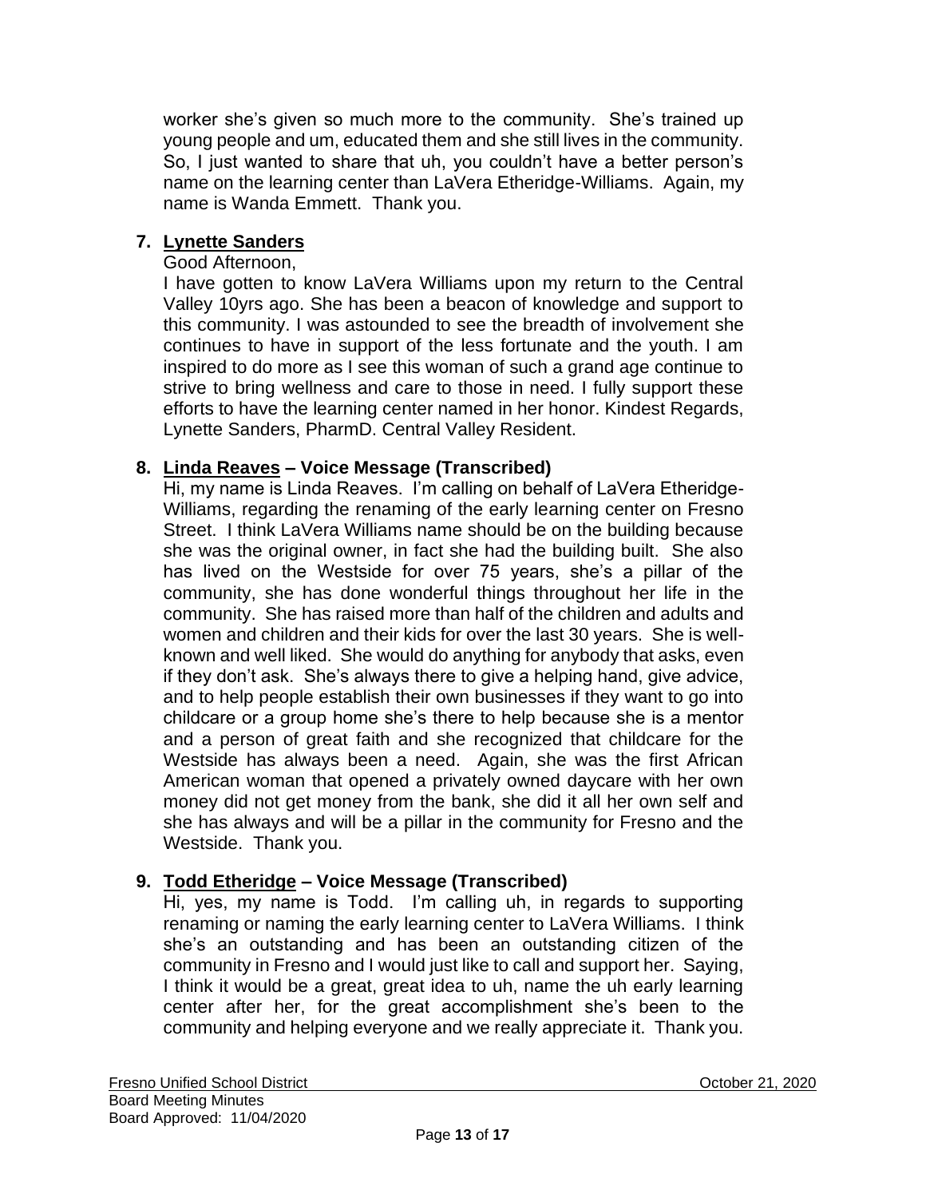worker she's given so much more to the community. She's trained up young people and um, educated them and she still lives in the community. So, I just wanted to share that uh, you couldn't have a better person's name on the learning center than LaVera Etheridge-Williams. Again, my name is Wanda Emmett. Thank you.

7. **Lynette Sanders**

   Good Afternoon,

   I have gotten to know LaVera Williams upon my return to the Central Valley 10yrs ago. She has been a beacon of knowledge and support to this community. I was astounded to see the breadth of involvement she continues to have in support of the less fortunate and the youth. I am inspired to do more as I see this woman of such a grand age continue to strive to bring wellness and care to those in need. I fully support these efforts to have the learning center named in her honor. Kindest Regards, Lynette Sanders, PharmD. Central Valley Resident.

8. **Linda Reaves – Voice Message (Transcribed)**

   Hi, my name is Linda Reaves. I'm calling on behalf of LaVera Etheridge-Williams, regarding the renaming of the early learning center on Fresno Street. I think LaVera Williams name should be on the building because she was the original owner, in fact she had the building built. She also has lived on the Westside for over 75 years, she's a pillar of the community, she has done wonderful things throughout her life in the community. She has raised more than half of the children and adults and women and children and their kids for over the last 30 years. She is well-known and well liked. She would do anything for anybody that asks, even if they don't ask. She's always there to give a helping hand, give advice, and to help people establish their own businesses if they want to go into childcare or a group home she's there to help because she is a mentor and a person of great faith and she recognized that childcare for the Westside has always been a need. Again, she was the first African American woman that opened a privately owned daycare with her own money did not get money from the bank, she did it all her own self and she has always and will be a pillar in the community for Fresno and the Westside. Thank you.

9. **Todd Etheridge – Voice Message (Transcribed)**

   Hi, yes, my name is Todd. I'm calling uh, in regards to supporting renaming or naming the early learning center to LaVera Williams. I think she's an outstanding and has been an outstanding citizen of the community in Fresno and I would just like to call and support her. Saying, I think it would be a great, great idea to uh, name the uh early learning center after her, for the great accomplishment she's been to the community and helping everyone and we really appreciate it. Thank you.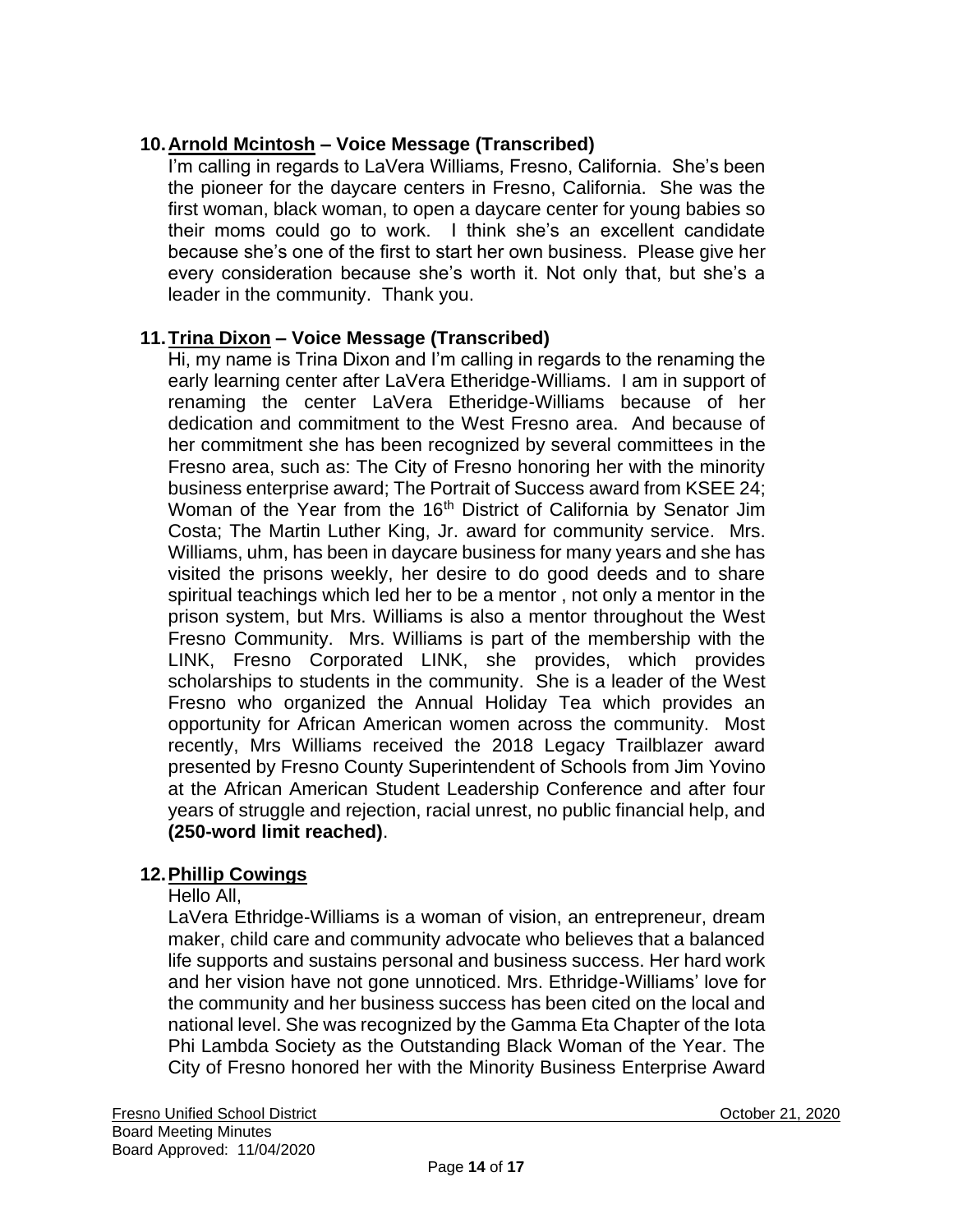10. **Arnold Mcintosh – Voice Message (Transcribed)**

    I'm calling in regards to LaVera Williams, Fresno, California. She's been the pioneer for the daycare centers in Fresno, California. She was the first woman, black woman, to open a daycare center for young babies so their moms could go to work. I think she's an excellent candidate because she's one of the first to start her own business. Please give her every consideration because she's worth it. Not only that, but she's a leader in the community. Thank you.

11. **Trina Dixon – Voice Message (Transcribed)**

    Hi, my name is Trina Dixon and I'm calling in regards to the renaming the early learning center after LaVera Etheridge-Williams. I am in support of renaming the center LaVera Etheridge-Williams because of her dedication and commitment to the West Fresno area. And because of her commitment she has been recognized by several committees in the Fresno area, such as: The City of Fresno honoring her with the minority business enterprise award; The Portrait of Success award from KSEE 24; Woman of the Year from the 16th District of California by Senator Jim Costa; The Martin Luther King, Jr. award for community service. Mrs. Williams, uhm, has been in daycare business for many years and she has visited the prisons weekly, her desire to do good deeds and to share spiritual teachings which led her to be a mentor , not only a mentor in the prison system, but Mrs. Williams is also a mentor throughout the West Fresno Community. Mrs. Williams is part of the membership with the LINK, Fresno Corporated LINK, she provides, which provides scholarships to students in the community. She is a leader of the West Fresno who organized the Annual Holiday Tea which provides an opportunity for African American women across the community. Most recently, Mrs Williams received the 2018 Legacy Trailblazer award presented by Fresno County Superintendent of Schools from Jim Yovino at the African American Student Leadership Conference and after four years of struggle and rejection, racial unrest, no public financial help, and **(250-word limit reached)**.

12. **Phillip Cowings**

    Hello All,

    LaVera Ethridge-Williams is a woman of vision, an entrepreneur, dream maker, child care and community advocate who believes that a balanced life supports and sustains personal and business success. Her hard work and her vision have not gone unnoticed. Mrs. Ethridge-Williams' love for the community and her business success has been cited on the local and national level. She was recognized by the Gamma Eta Chapter of the Iota Phi Lambda Society as the Outstanding Black Woman of the Year. The City of Fresno honored her with the Minority Business Enterprise Award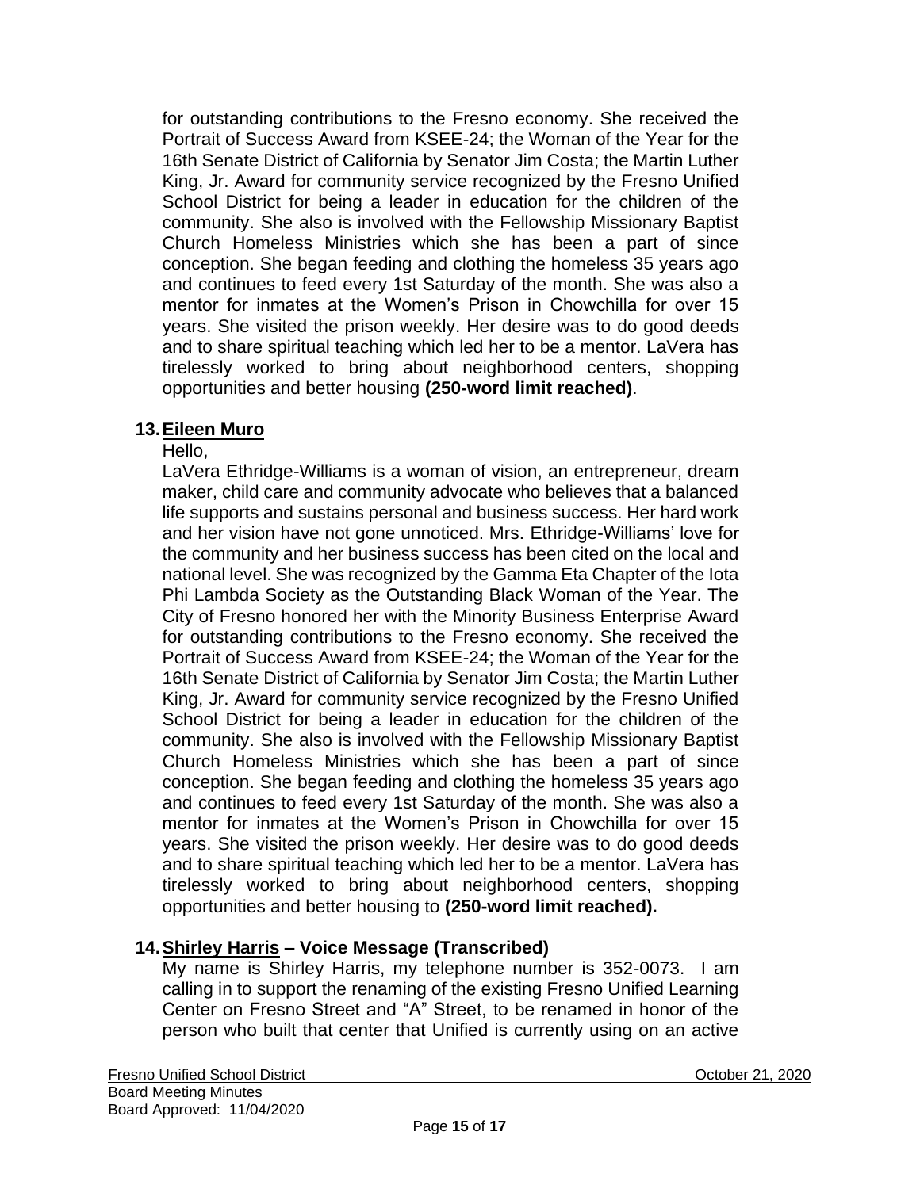for outstanding contributions to the Fresno economy. She received the Portrait of Success Award from KSEE-24; the Woman of the Year for the 16th Senate District of California by Senator Jim Costa; the Martin Luther King, Jr. Award for community service recognized by the Fresno Unified School District for being a leader in education for the children of the community. She also is involved with the Fellowship Missionary Baptist Church Homeless Ministries which she has been a part of since conception. She began feeding and clothing the homeless 35 years ago and continues to feed every 1st Saturday of the month. She was also a mentor for inmates at the Women's Prison in Chowchilla for over 15 years. She visited the prison weekly. Her desire was to do good deeds and to share spiritual teaching which led her to be a mentor. LaVera has tirelessly worked to bring about neighborhood centers, shopping opportunities and better housing **(250-word limit reached)**.

**13. Eileen Muro**

Hello,

LaVera Ethridge-Williams is a woman of vision, an entrepreneur, dream maker, child care and community advocate who believes that a balanced life supports and sustains personal and business success. Her hard work and her vision have not gone unnoticed. Mrs. Ethridge-Williams' love for the community and her business success has been cited on the local and national level. She was recognized by the Gamma Eta Chapter of the Iota Phi Lambda Society as the Outstanding Black Woman of the Year. The City of Fresno honored her with the Minority Business Enterprise Award for outstanding contributions to the Fresno economy. She received the Portrait of Success Award from KSEE-24; the Woman of the Year for the 16th Senate District of California by Senator Jim Costa; the Martin Luther King, Jr. Award for community service recognized by the Fresno Unified School District for being a leader in education for the children of the community. She also is involved with the Fellowship Missionary Baptist Church Homeless Ministries which she has been a part of since conception. She began feeding and clothing the homeless 35 years ago and continues to feed every 1st Saturday of the month. She was also a mentor for inmates at the Women's Prison in Chowchilla for over 15 years. She visited the prison weekly. Her desire was to do good deeds and to share spiritual teaching which led her to be a mentor. LaVera has tirelessly worked to bring about neighborhood centers, shopping opportunities and better housing to **(250-word limit reached).**

**14. Shirley Harris – Voice Message (Transcribed)**

My name is Shirley Harris, my telephone number is 352-0073. I am calling in to support the renaming of the existing Fresno Unified Learning Center on Fresno Street and "A" Street, to be renamed in honor of the person who built that center that Unified is currently using on an active

Fresno Unified School District
Board Meeting Minutes
Board Approved: 11/04/2020

October 21, 2020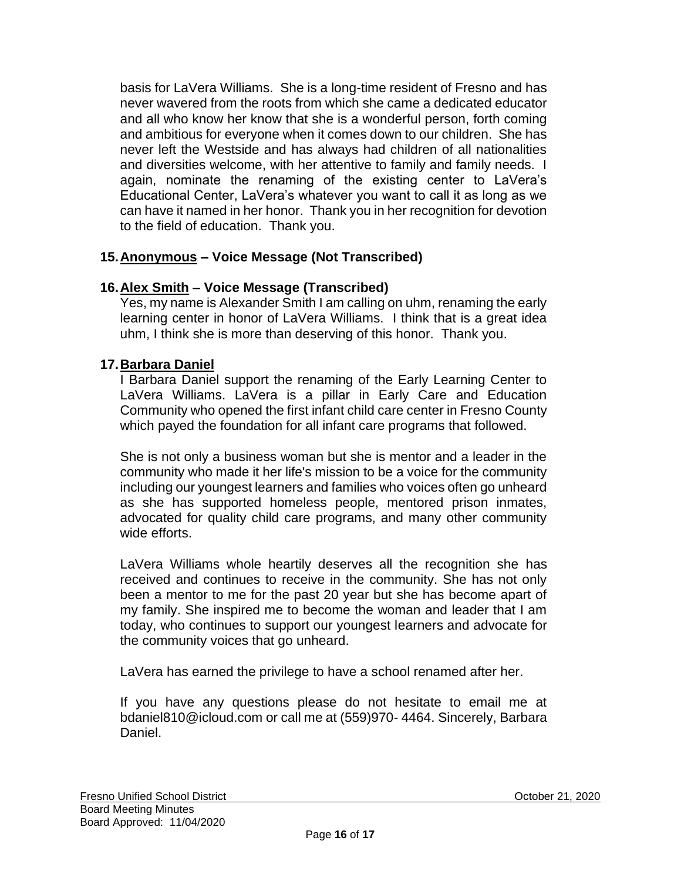basis for LaVera Williams. She is a long-time resident of Fresno and has never wavered from the roots from which she came a dedicated educator and all who know her know that she is a wonderful person, forth coming and ambitious for everyone when it comes down to our children. She has never left the Westside and has always had children of all nationalities and diversities welcome, with her attentive to family and family needs. I again, nominate the renaming of the existing center to LaVera's Educational Center, LaVera's whatever you want to call it as long as we can have it named in her honor. Thank you in her recognition for devotion to the field of education. Thank you.

15. **Anonymous – Voice Message (Not Transcribed)**

16. **Alex Smith – Voice Message (Transcribed)**

Yes, my name is Alexander Smith I am calling on uhm, renaming the early learning center in honor of LaVera Williams. I think that is a great idea uhm, I think she is more than deserving of this honor. Thank you.

17. **Barbara Daniel**

I Barbara Daniel support the renaming of the Early Learning Center to LaVera Williams. LaVera is a pillar in Early Care and Education Community who opened the first infant child care center in Fresno County which payed the foundation for all infant care programs that followed.

She is not only a business woman but she is mentor and a leader in the community who made it her life's mission to be a voice for the community including our youngest learners and families who voices often go unheard as she has supported homeless people, mentored prison inmates, advocated for quality child care programs, and many other community wide efforts.

LaVera Williams whole heartily deserves all the recognition she has received and continues to receive in the community. She has not only been a mentor to me for the past 20 year but she has become apart of my family. She inspired me to become the woman and leader that I am today, who continues to support our youngest learners and advocate for the community voices that go unheard.

LaVera has earned the privilege to have a school renamed after her.

If you have any questions please do not hesitate to email me at bdaniel810@icloud.com or call me at (559)970- 4464. Sincerely, Barbara Daniel.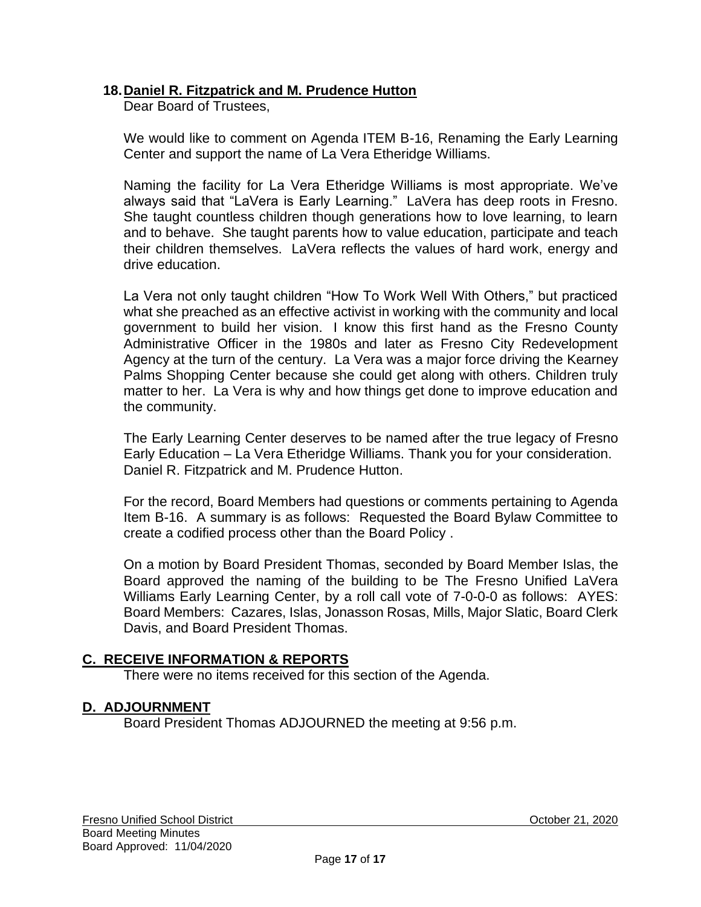**18. Daniel R. Fitzpatrick and M. Prudence Hutton**

Dear Board of Trustees,

We would like to comment on Agenda ITEM B-16, Renaming the Early Learning Center and support the name of La Vera Etheridge Williams.

Naming the facility for La Vera Etheridge Williams is most appropriate. We've always said that "LaVera is Early Learning." LaVera has deep roots in Fresno. She taught countless children though generations how to love learning, to learn and to behave. She taught parents how to value education, participate and teach their children themselves. LaVera reflects the values of hard work, energy and drive education.

La Vera not only taught children "How To Work Well With Others," but practiced what she preached as an effective activist in working with the community and local government to build her vision. I know this first hand as the Fresno County Administrative Officer in the 1980s and later as Fresno City Redevelopment Agency at the turn of the century. La Vera was a major force driving the Kearney Palms Shopping Center because she could get along with others. Children truly matter to her. La Vera is why and how things get done to improve education and the community.

The Early Learning Center deserves to be named after the true legacy of Fresno Early Education – La Vera Etheridge Williams. Thank you for your consideration.
Daniel R. Fitzpatrick and M. Prudence Hutton.

For the record, Board Members had questions or comments pertaining to Agenda Item B-16. A summary is as follows: Requested the Board Bylaw Committee to create a codified process other than the Board Policy .

On a motion by Board President Thomas, seconded by Board Member Islas, the Board approved the naming of the building to be The Fresno Unified LaVera Williams Early Learning Center, by a roll call vote of 7-0-0-0 as follows: AYES: Board Members: Cazares, Islas, Jonasson Rosas, Mills, Major Slatic, Board Clerk Davis, and Board President Thomas.

## C. RECEIVE INFORMATION & REPORTS

There were no items received for this section of the Agenda.

## D. ADJOURNMENT

Board President Thomas ADJOURNED the meeting at 9:56 p.m.

Fresno Unified School District
Board Meeting Minutes
Board Approved: 11/04/2020

October 21, 2020